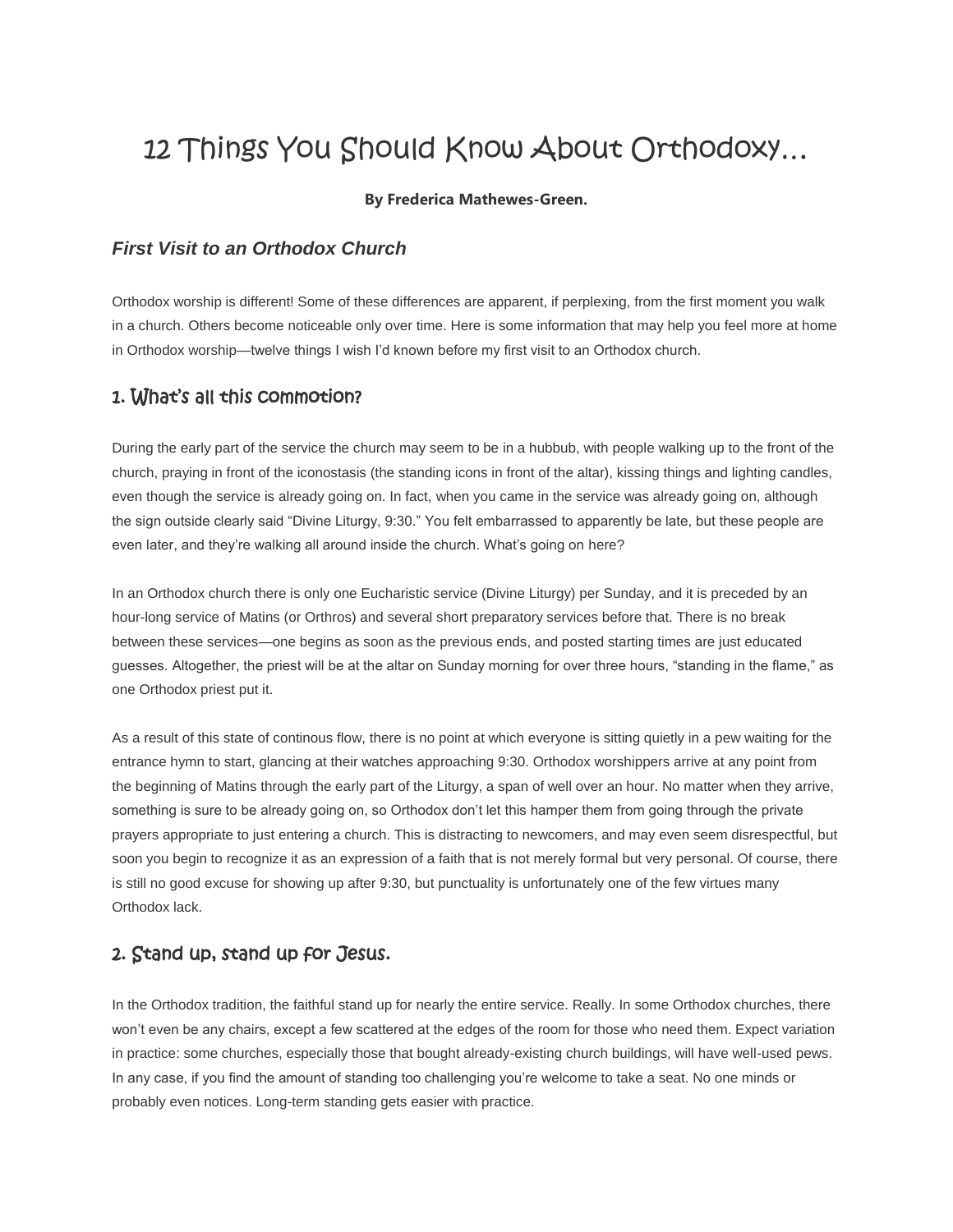# 12 Things You Should Know About Orthodoxy…

**By Frederica Mathewes-Green.**

## *First Visit to an Orthodox Church*

Orthodox worship is different! Some of these differences are apparent, if perplexing, from the first moment you walk in a church. Others become noticeable only over time. Here is some information that may help you feel more at home in Orthodox worship—twelve things I wish I'd known before my first visit to an Orthodox church.

### 1. What's all this commotion?

During the early part of the service the church may seem to be in a hubbub, with people walking up to the front of the church, praying in front of the iconostasis (the standing icons in front of the altar), kissing things and lighting candles, even though the service is already going on. In fact, when you came in the service was already going on, although the sign outside clearly said "Divine Liturgy, 9:30." You felt embarrassed to apparently be late, but these people are even later, and they're walking all around inside the church. What's going on here?

In an Orthodox church there is only one Eucharistic service (Divine Liturgy) per Sunday, and it is preceded by an hour-long service of Matins (or Orthros) and several short preparatory services before that. There is no break between these services—one begins as soon as the previous ends, and posted starting times are just educated guesses. Altogether, the priest will be at the altar on Sunday morning for over three hours, "standing in the flame," as one Orthodox priest put it.

As a result of this state of continous flow, there is no point at which everyone is sitting quietly in a pew waiting for the entrance hymn to start, glancing at their watches approaching 9:30. Orthodox worshippers arrive at any point from the beginning of Matins through the early part of the Liturgy, a span of well over an hour. No matter when they arrive, something is sure to be already going on, so Orthodox don't let this hamper them from going through the private prayers appropriate to just entering a church. This is distracting to newcomers, and may even seem disrespectful, but soon you begin to recognize it as an expression of a faith that is not merely formal but very personal. Of course, there is still no good excuse for showing up after 9:30, but punctuality is unfortunately one of the few virtues many Orthodox lack.

### 2. Stand up, stand up for Jesus.

In the Orthodox tradition, the faithful stand up for nearly the entire service. Really. In some Orthodox churches, there won't even be any chairs, except a few scattered at the edges of the room for those who need them. Expect variation in practice: some churches, especially those that bought already-existing church buildings, will have well-used pews. In any case, if you find the amount of standing too challenging you're welcome to take a seat. No one minds or probably even notices. Long-term standing gets easier with practice.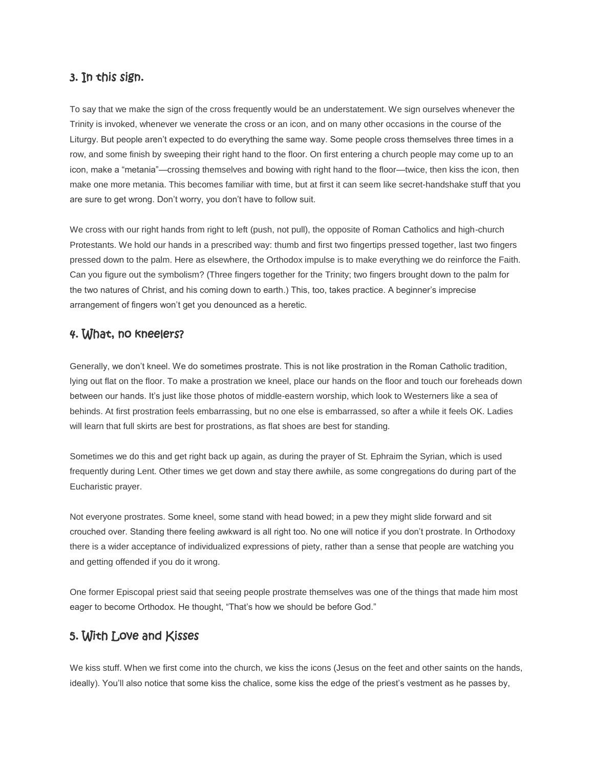## 3. In this sign.

To say that we make the sign of the cross frequently would be an understatement. We sign ourselves whenever the Trinity is invoked, whenever we venerate the cross or an icon, and on many other occasions in the course of the Liturgy. But people aren't expected to do everything the same way. Some people cross themselves three times in a row, and some finish by sweeping their right hand to the floor. On first entering a church people may come up to an icon, make a "metania"—crossing themselves and bowing with right hand to the floor—twice, then kiss the icon, then make one more metania. This becomes familiar with time, but at first it can seem like secret-handshake stuff that you are sure to get wrong. Don't worry, you don't have to follow suit.

We cross with our right hands from right to left (push, not pull), the opposite of Roman Catholics and high-church Protestants. We hold our hands in a prescribed way: thumb and first two fingertips pressed together, last two fingers pressed down to the palm. Here as elsewhere, the Orthodox impulse is to make everything we do reinforce the Faith. Can you figure out the symbolism? (Three fingers together for the Trinity; two fingers brought down to the palm for the two natures of Christ, and his coming down to earth.) This, too, takes practice. A beginner's imprecise arrangement of fingers won't get you denounced as a heretic.

## 4. What, no kneelers?

Generally, we don't kneel. We do sometimes prostrate. This is not like prostration in the Roman Catholic tradition, lying out flat on the floor. To make a prostration we kneel, place our hands on the floor and touch our foreheads down between our hands. It's just like those photos of middle-eastern worship, which look to Westerners like a sea of behinds. At first prostration feels embarrassing, but no one else is embarrassed, so after a while it feels OK. Ladies will learn that full skirts are best for prostrations, as flat shoes are best for standing.

Sometimes we do this and get right back up again, as during the prayer of St. Ephraim the Syrian, which is used frequently during Lent. Other times we get down and stay there awhile, as some congregations do during part of the Eucharistic prayer.

Not everyone prostrates. Some kneel, some stand with head bowed; in a pew they might slide forward and sit crouched over. Standing there feeling awkward is all right too. No one will notice if you don't prostrate. In Orthodoxy there is a wider acceptance of individualized expressions of piety, rather than a sense that people are watching you and getting offended if you do it wrong.

One former Episcopal priest said that seeing people prostrate themselves was one of the things that made him most eager to become Orthodox. He thought, "That's how we should be before God."

## 5. With Love and Kisses

We kiss stuff. When we first come into the church, we kiss the icons (Jesus on the feet and other saints on the hands, ideally). You'll also notice that some kiss the chalice, some kiss the edge of the priest's vestment as he passes by,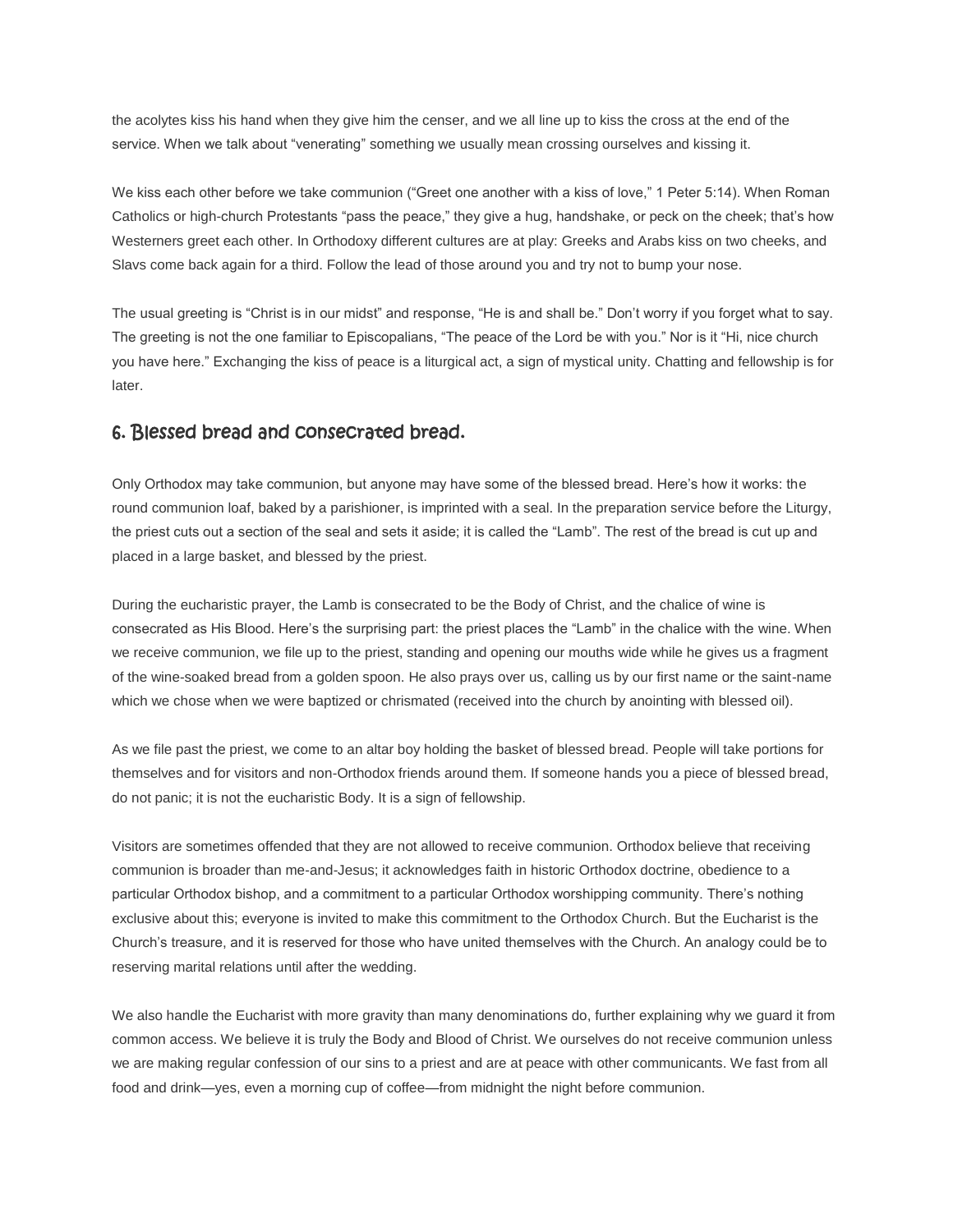the acolytes kiss his hand when they give him the censer, and we all line up to kiss the cross at the end of the service. When we talk about "venerating" something we usually mean crossing ourselves and kissing it.

We kiss each other before we take communion ("Greet one another with a kiss of love," 1 Peter 5:14). When Roman Catholics or high-church Protestants "pass the peace," they give a hug, handshake, or peck on the cheek; that's how Westerners greet each other. In Orthodoxy different cultures are at play: Greeks and Arabs kiss on two cheeks, and Slavs come back again for a third. Follow the lead of those around you and try not to bump your nose.

The usual greeting is "Christ is in our midst" and response, "He is and shall be." Don't worry if you forget what to say. The greeting is not the one familiar to Episcopalians, "The peace of the Lord be with you." Nor is it "Hi, nice church you have here." Exchanging the kiss of peace is a liturgical act, a sign of mystical unity. Chatting and fellowship is for later.

## 6. Blessed bread and consecrated bread.

Only Orthodox may take communion, but anyone may have some of the blessed bread. Here's how it works: the round communion loaf, baked by a parishioner, is imprinted with a seal. In the preparation service before the Liturgy, the priest cuts out a section of the seal and sets it aside; it is called the "Lamb". The rest of the bread is cut up and placed in a large basket, and blessed by the priest.

During the eucharistic prayer, the Lamb is consecrated to be the Body of Christ, and the chalice of wine is consecrated as His Blood. Here's the surprising part: the priest places the "Lamb" in the chalice with the wine. When we receive communion, we file up to the priest, standing and opening our mouths wide while he gives us a fragment of the wine-soaked bread from a golden spoon. He also prays over us, calling us by our first name or the saint-name which we chose when we were baptized or chrismated (received into the church by anointing with blessed oil).

As we file past the priest, we come to an altar boy holding the basket of blessed bread. People will take portions for themselves and for visitors and non-Orthodox friends around them. If someone hands you a piece of blessed bread, do not panic; it is not the eucharistic Body. It is a sign of fellowship.

Visitors are sometimes offended that they are not allowed to receive communion. Orthodox believe that receiving communion is broader than me-and-Jesus; it acknowledges faith in historic Orthodox doctrine, obedience to a particular Orthodox bishop, and a commitment to a particular Orthodox worshipping community. There's nothing exclusive about this; everyone is invited to make this commitment to the Orthodox Church. But the Eucharist is the Church's treasure, and it is reserved for those who have united themselves with the Church. An analogy could be to reserving marital relations until after the wedding.

We also handle the Eucharist with more gravity than many denominations do, further explaining why we guard it from common access. We believe it is truly the Body and Blood of Christ. We ourselves do not receive communion unless we are making regular confession of our sins to a priest and are at peace with other communicants. We fast from all food and drink—yes, even a morning cup of coffee—from midnight the night before communion.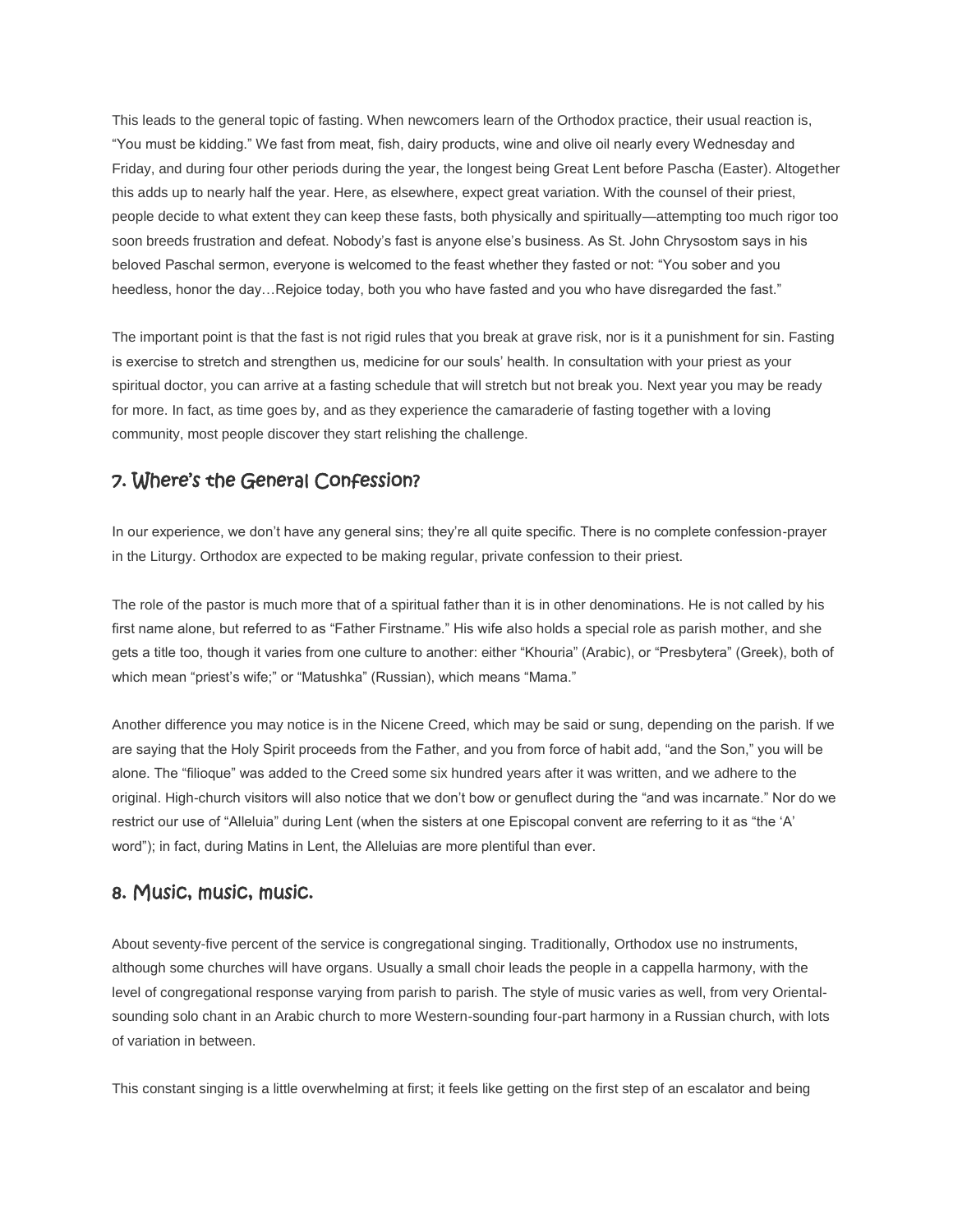This leads to the general topic of fasting. When newcomers learn of the Orthodox practice, their usual reaction is, “You must be kidding.” We fast from meat, fish, dairy products, wine and olive oil nearly every Wednesday and Friday, and during four other periods during the year, the longest being Great Lent before Pascha (Easter). Altogether this adds up to nearly half the year. Here, as elsewhere, expect great variation. With the counsel of their priest, people decide to what extent they can keep these fasts, both physically and spiritually—attempting too much rigor too soon breeds frustration and defeat. Nobody’s fast is anyone else’s business. As St. John Chrysostom says in his beloved Paschal sermon, everyone is welcomed to the feast whether they fasted or not: “You sober and you heedless, honor the day…Rejoice today, both you who have fasted and you who have disregarded the fast.”

The important point is that the fast is not rigid rules that you break at grave risk, nor is it a punishment for sin. Fasting is exercise to stretch and strengthen us, medicine for our souls’ health. In consultation with your priest as your spiritual doctor, you can arrive at a fasting schedule that will stretch but not break you. Next year you may be ready for more. In fact, as time goes by, and as they experience the camaraderie of fasting together with a loving community, most people discover they start relishing the challenge.

## 7. Where’s the General Confession?

In our experience, we don’t have any general sins; they’re all quite specific. There is no complete confession-prayer in the Liturgy. Orthodox are expected to be making regular, private confession to their priest.

The role of the pastor is much more that of a spiritual father than it is in other denominations. He is not called by his first name alone, but referred to as “Father Firstname.” His wife also holds a special role as parish mother, and she gets a title too, though it varies from one culture to another: either “Khouria” (Arabic), or “Presbytera” (Greek), both of which mean “priest’s wife;” or “Matushka” (Russian), which means “Mama.”

Another difference you may notice is in the Nicene Creed, which may be said or sung, depending on the parish. If we are saying that the Holy Spirit proceeds from the Father, and you from force of habit add, “and the Son,” you will be alone. The “filioque” was added to the Creed some six hundred years after it was written, and we adhere to the original. High-church visitors will also notice that we don’t bow or genuflect during the “and was incarnate.” Nor do we restrict our use of “Alleluia” during Lent (when the sisters at one Episcopal convent are referring to it as “the ‘A’ word”); in fact, during Matins in Lent, the Alleluias are more plentiful than ever.

## 8. Music, music, music.

About seventy-five percent of the service is congregational singing. Traditionally, Orthodox use no instruments, although some churches will have organs. Usually a small choir leads the people in a cappella harmony, with the level of congregational response varying from parish to parish. The style of music varies as well, from very Oriental-sounding solo chant in an Arabic church to more Western-sounding four-part harmony in a Russian church, with lots of variation in between.

This constant singing is a little overwhelming at first; it feels like getting on the first step of an escalator and being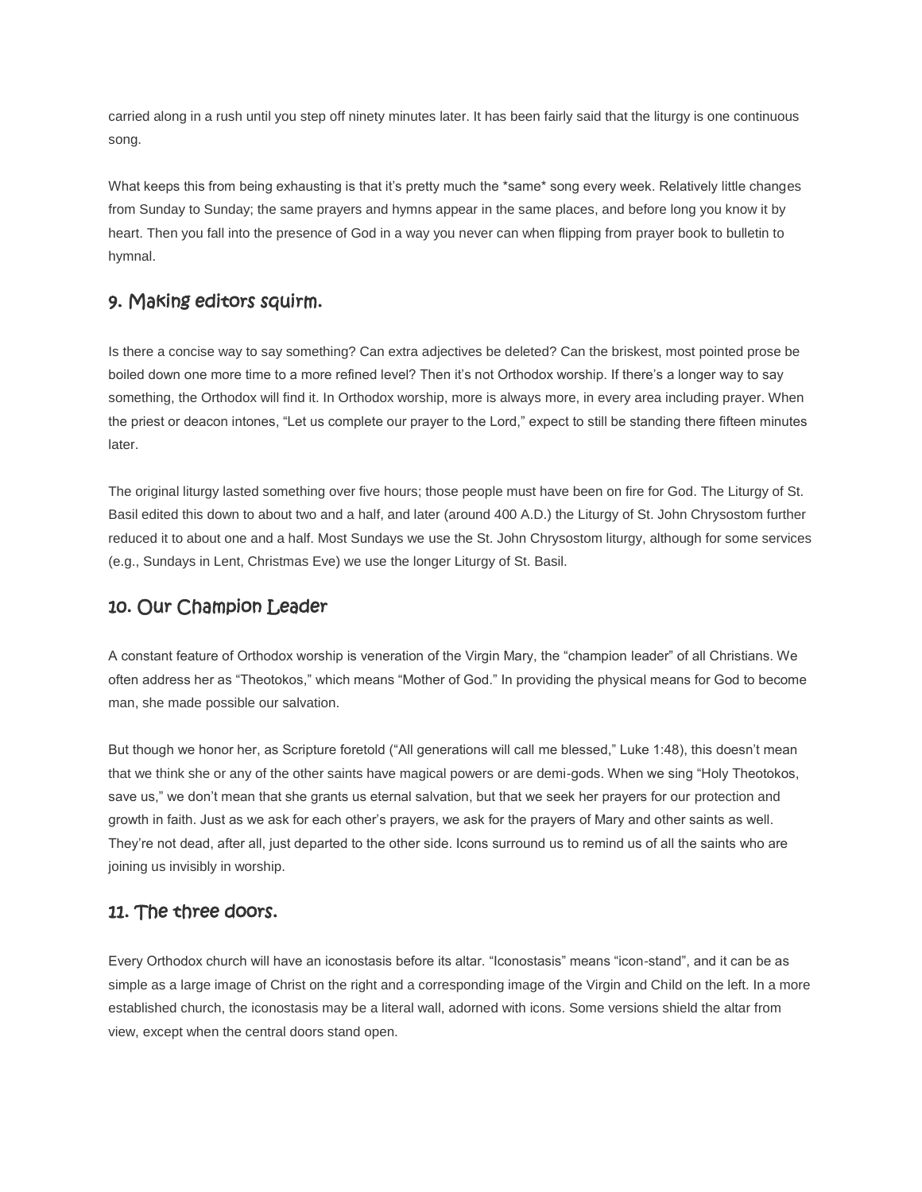carried along in a rush until you step off ninety minutes later. It has been fairly said that the liturgy is one continuous song.

What keeps this from being exhausting is that it's pretty much the *same* song every week. Relatively little changes from Sunday to Sunday; the same prayers and hymns appear in the same places, and before long you know it by heart. Then you fall into the presence of God in a way you never can when flipping from prayer book to bulletin to hymnal.

## 9. Making editors squirm.

Is there a concise way to say something? Can extra adjectives be deleted? Can the briskest, most pointed prose be boiled down one more time to a more refined level? Then it's not Orthodox worship. If there's a longer way to say something, the Orthodox will find it. In Orthodox worship, more is always more, in every area including prayer. When the priest or deacon intones, "Let us complete our prayer to the Lord," expect to still be standing there fifteen minutes later.

The original liturgy lasted something over five hours; those people must have been on fire for God. The Liturgy of St. Basil edited this down to about two and a half, and later (around 400 A.D.) the Liturgy of St. John Chrysostom further reduced it to about one and a half. Most Sundays we use the St. John Chrysostom liturgy, although for some services (e.g., Sundays in Lent, Christmas Eve) we use the longer Liturgy of St. Basil.

## 10. Our Champion Leader

A constant feature of Orthodox worship is veneration of the Virgin Mary, the "champion leader" of all Christians. We often address her as "Theotokos," which means "Mother of God." In providing the physical means for God to become man, she made possible our salvation.

But though we honor her, as Scripture foretold ("All generations will call me blessed," Luke 1:48), this doesn't mean that we think she or any of the other saints have magical powers or are demi-gods. When we sing "Holy Theotokos, save us," we don't mean that she grants us eternal salvation, but that we seek her prayers for our protection and growth in faith. Just as we ask for each other's prayers, we ask for the prayers of Mary and other saints as well. They're not dead, after all, just departed to the other side. Icons surround us to remind us of all the saints who are joining us invisibly in worship.

## 11. The three doors.

Every Orthodox church will have an iconostasis before its altar. "Iconostasis" means "icon-stand", and it can be as simple as a large image of Christ on the right and a corresponding image of the Virgin and Child on the left. In a more established church, the iconostasis may be a literal wall, adorned with icons. Some versions shield the altar from view, except when the central doors stand open.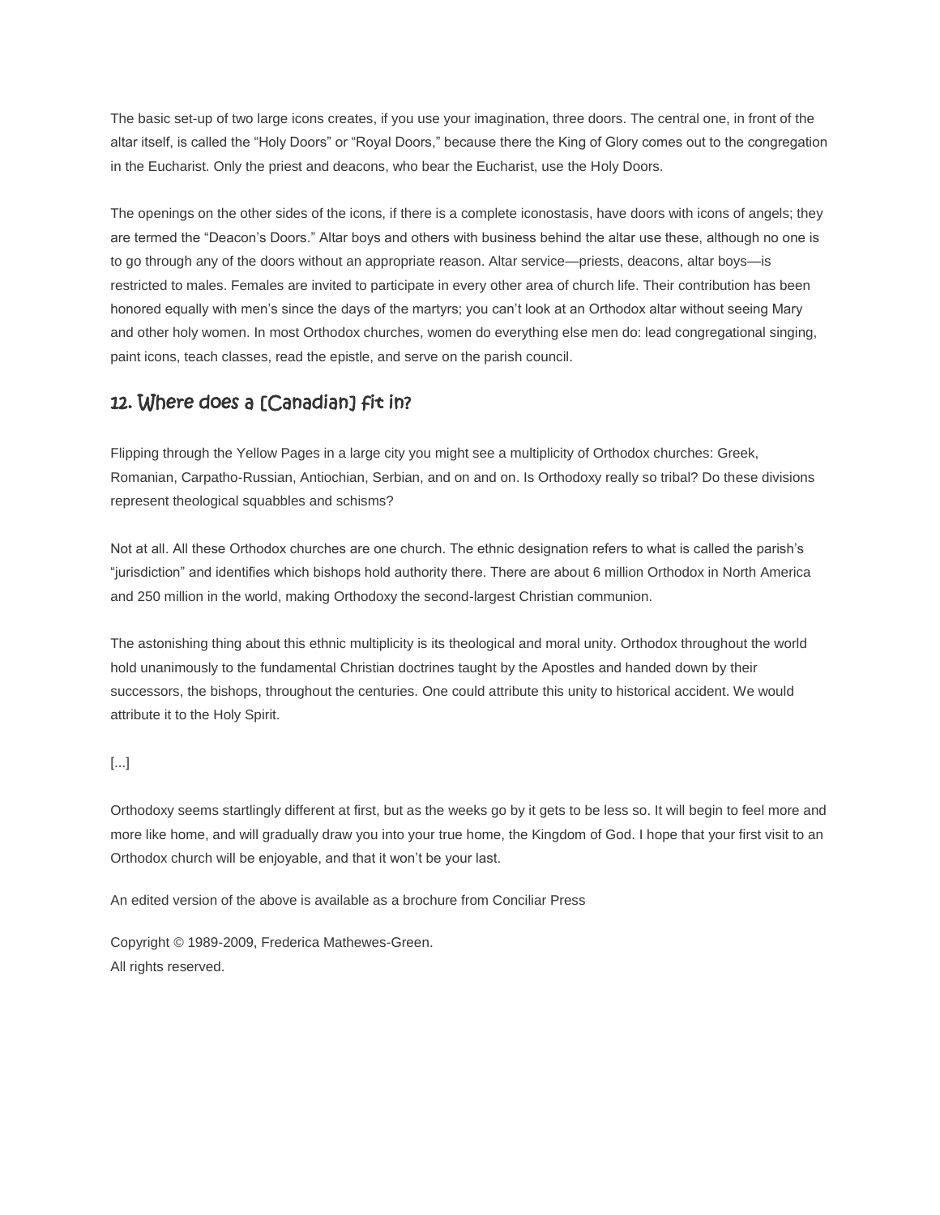The basic set-up of two large icons creates, if you use your imagination, three doors. The central one, in front of the altar itself, is called the "Holy Doors" or "Royal Doors," because there the King of Glory comes out to the congregation in the Eucharist. Only the priest and deacons, who bear the Eucharist, use the Holy Doors.

The openings on the other sides of the icons, if there is a complete iconostasis, have doors with icons of angels; they are termed the "Deacon's Doors." Altar boys and others with business behind the altar use these, although no one is to go through any of the doors without an appropriate reason. Altar service—priests, deacons, altar boys—is restricted to males. Females are invited to participate in every other area of church life. Their contribution has been honored equally with men's since the days of the martyrs; you can't look at an Orthodox altar without seeing Mary and other holy women. In most Orthodox churches, women do everything else men do: lead congregational singing, paint icons, teach classes, read the epistle, and serve on the parish council.

## 12. Where does a [Canadian] fit in?

Flipping through the Yellow Pages in a large city you might see a multiplicity of Orthodox churches: Greek, Romanian, Carpatho-Russian, Antiochian, Serbian, and on and on. Is Orthodoxy really so tribal? Do these divisions represent theological squabbles and schisms?

Not at all. All these Orthodox churches are one church. The ethnic designation refers to what is called the parish's "jurisdiction" and identifies which bishops hold authority there. There are about 6 million Orthodox in North America and 250 million in the world, making Orthodoxy the second-largest Christian communion.

The astonishing thing about this ethnic multiplicity is its theological and moral unity. Orthodox throughout the world hold unanimously to the fundamental Christian doctrines taught by the Apostles and handed down by their successors, the bishops, throughout the centuries. One could attribute this unity to historical accident. We would attribute it to the Holy Spirit.

[...]

Orthodoxy seems startlingly different at first, but as the weeks go by it gets to be less so. It will begin to feel more and more like home, and will gradually draw you into your true home, the Kingdom of God. I hope that your first visit to an Orthodox church will be enjoyable, and that it won't be your last.

An edited version of the above is available as a brochure from Conciliar Press

Copyright © 1989-2009, Frederica Mathewes-Green.
All rights reserved.